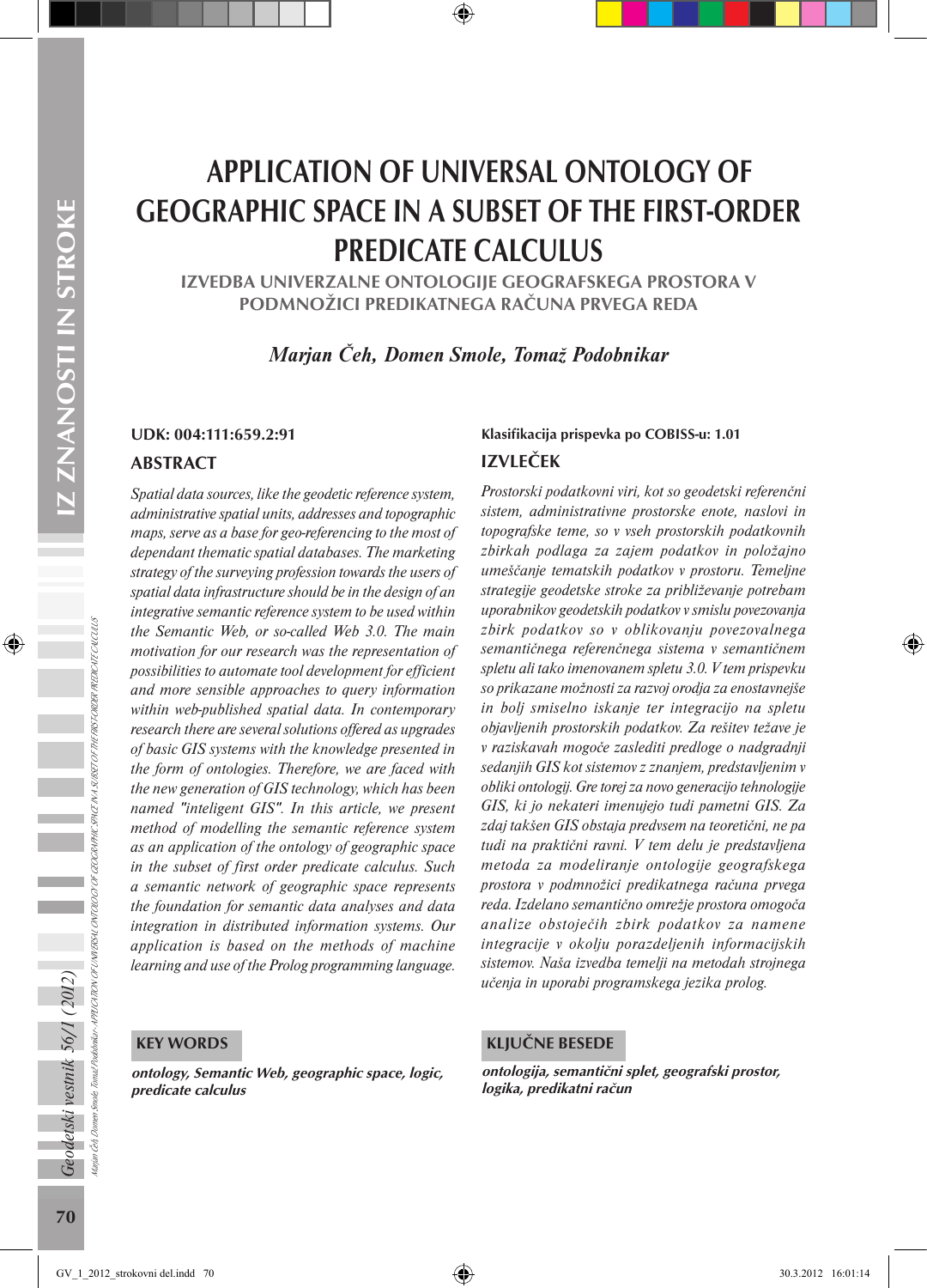# APPLICATION OF UNIVERSAL ONTOLOGY OF GEOGRAPHIC SPACE IN A SUBSET OF THE FIRST-ORDER PREDICATE CALCULUS

## IZVEDBA UNIVERZALNE ONTOLOGIJE GEOGRAFSKEGA PROSTORA V PODMNOŽICI PREDIKATNEGA RAČUNA PRVEGA REDA

*Marjan Čeh, Domen Smole, Tomaž Podobnikar*

**UDK: 004:111:659.2:91**

### ABSTRACT

*Spatial data sources, like the geodetic reference system, administrative spatial units, addresses and topographic maps, serve as a base for geo-referencing to the most of dependant thematic spatial databases. The marketing strategy of the surveying profession towards the users of spatial data infrastructure should be in the design of an integrative semantic reference system to be used within the Semantic Web, or so-called Web 3.0. The main motivation for our research was the representation of possibilities to automate tool development for efficient and more sensible approaches to query information within web-published spatial data. In contemporary research there are several solutions offered as upgrades of basic GIS systems with the knowledge presented in the form of ontologies. Therefore, we are faced with the new generation of GIS technology, which has been named "inteligent GIS". In this article, we present method of modelling the semantic reference system as an application of the ontology of geographic space in the subset of first order predicate calculus. Such a semantic network of geographic space represents the foundation for semantic data analyses and data integration in distributed information systems. Our application is based on the methods of machine learning and use of the Prolog programming language.*

**KEY WORDS**

**ontology, Semantic Web, geographic space, logic, predicate calculus**

**Klasifikacija prispevka po COBISS-u: 1.01**

### IZVLEČEK

*Prostorski podatkovni viri, kot so geodetski referenčni sistem, administrativne prostorske enote, naslovi in topografske teme, so v vseh prostorskih podatkovnih zbirkah podlaga za zajem podatkov in položajno umeščanje tematskih podatkov v prostoru. Temeljne strategije geodetske stroke za približevanje potrebam uporabnikov geodetskih podatkov v smislu povezovanja zbirk podatkov so v oblikovanju povezovalnega semantičnega referenčnega sistema v semantičnem spletu ali tako imenovanem spletu 3.0. V tem prispevku so prikazane možnosti za razvoj orodja za enostavnejše in bolj smiselno iskanje ter integracijo na spletu objavljenih prostorskih podatkov. Za rešitev težave je v raziskavah mogoče zaslediti predloge o nadgradnji sedanjih GIS kot sistemov z znanjem, predstavljenim v obliki ontologij. Gre torej za novo generacijo tehnologije GIS, ki jo nekateri imenujejo tudi pametni GIS. Za zdaj takšen GIS obstaja predvsem na teoretični, ne pa tudi na praktični ravni. V tem delu je predstavljena metoda za modeliranje ontologije geografskega prostora v podmnožici predikatnega računa prvega reda. Izdelano semantično omrežje prostora omogoča analize obstoječih zbirk podatkov za namene integracije v okolju porazdeljenih informacijskih sistemov. Naša izvedba temelji na metodah strojnega učenja in uporabi programskega jezika prolog.*

**KLJUČNE BESEDE**

**ontologija, semantični splet, geografski prostor, logika, predikatni račun**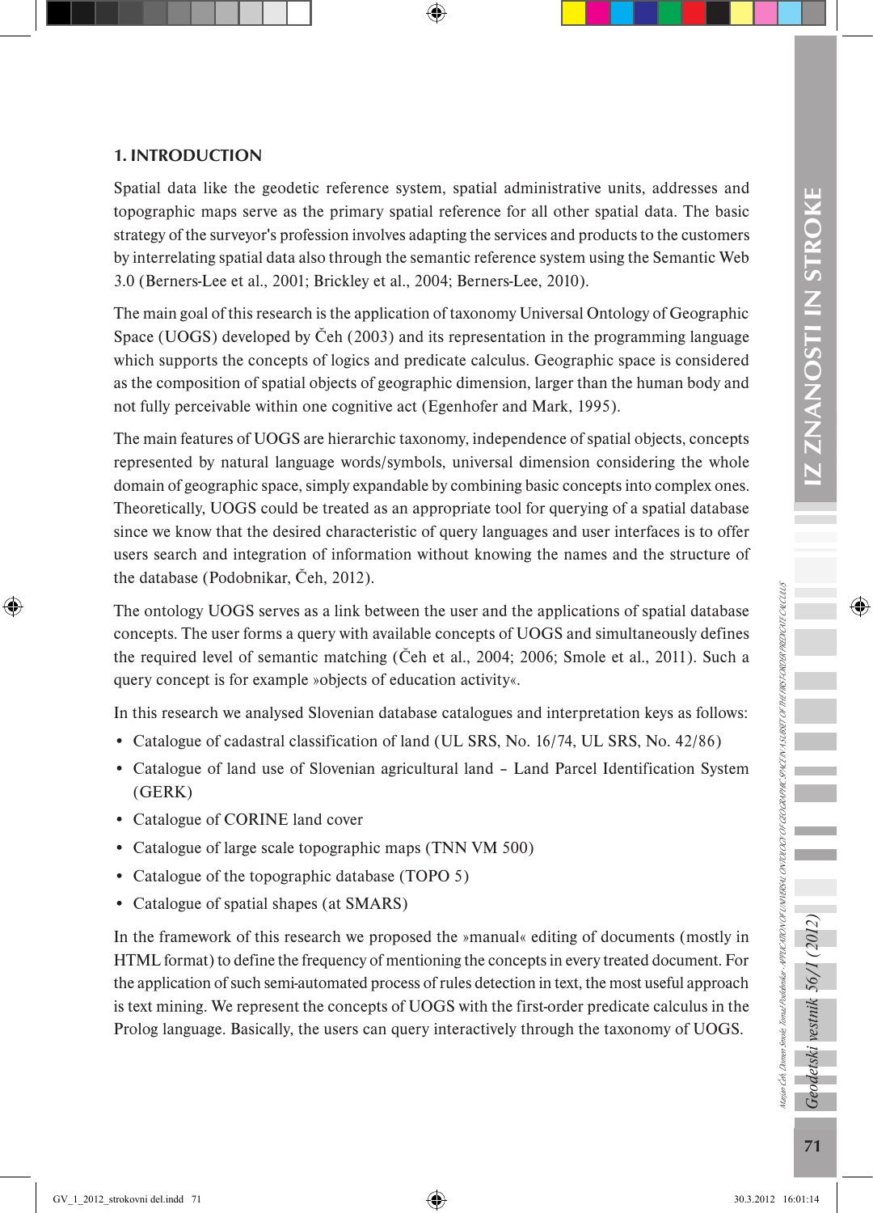## 1. INTRODUCTION

Spatial data like the geodetic reference system, spatial administrative units, addresses and topographic maps serve as the primary spatial reference for all other spatial data. The basic strategy of the surveyor's profession involves adapting the services and products to the customers by interrelating spatial data also through the semantic reference system using the Semantic Web 3.0 (Berners-Lee et al., 2001; Brickley et al., 2004; Berners-Lee, 2010).

The main goal of this research is the application of taxonomy Universal Ontology of Geographic Space (UOGS) developed by Čeh (2003) and its representation in the programming language which supports the concepts of logics and predicate calculus. Geographic space is considered as the composition of spatial objects of geographic dimension, larger than the human body and not fully perceivable within one cognitive act (Egenhofer and Mark, 1995).

The main features of UOGS are hierarchic taxonomy, independence of spatial objects, concepts represented by natural language words/symbols, universal dimension considering the whole domain of geographic space, simply expandable by combining basic concepts into complex ones. Theoretically, UOGS could be treated as an appropriate tool for querying of a spatial database since we know that the desired characteristic of query languages and user interfaces is to offer users search and integration of information without knowing the names and the structure of the database (Podobnikar, Čeh, 2012).

The ontology UOGS serves as a link between the user and the applications of spatial database concepts. The user forms a query with available concepts of UOGS and simultaneously defines the required level of semantic matching (Čeh et al., 2004; 2006; Smole et al., 2011). Such a query concept is for example »objects of education activity«.

In this research we analysed Slovenian database catalogues and interpretation keys as follows:

- Catalogue of cadastral classification of land (UL SRS, No. 16/74, UL SRS, No. 42/86)
- Catalogue of land use of Slovenian agricultural land – Land Parcel Identification System (GERK)
- Catalogue of CORINE land cover
- Catalogue of large scale topographic maps (TNN VM 500)
- Catalogue of the topographic database (TOPO 5)
- Catalogue of spatial shapes (at SMARS)

In the framework of this research we proposed the »manual« editing of documents (mostly in HTML format) to define the frequency of mentioning the concepts in every treated document. For the application of such semi-automated process of rules detection in text, the most useful approach is text mining. We represent the concepts of UOGS with the first-order predicate calculus in the Prolog language. Basically, the users can query interactively through the taxonomy of UOGS.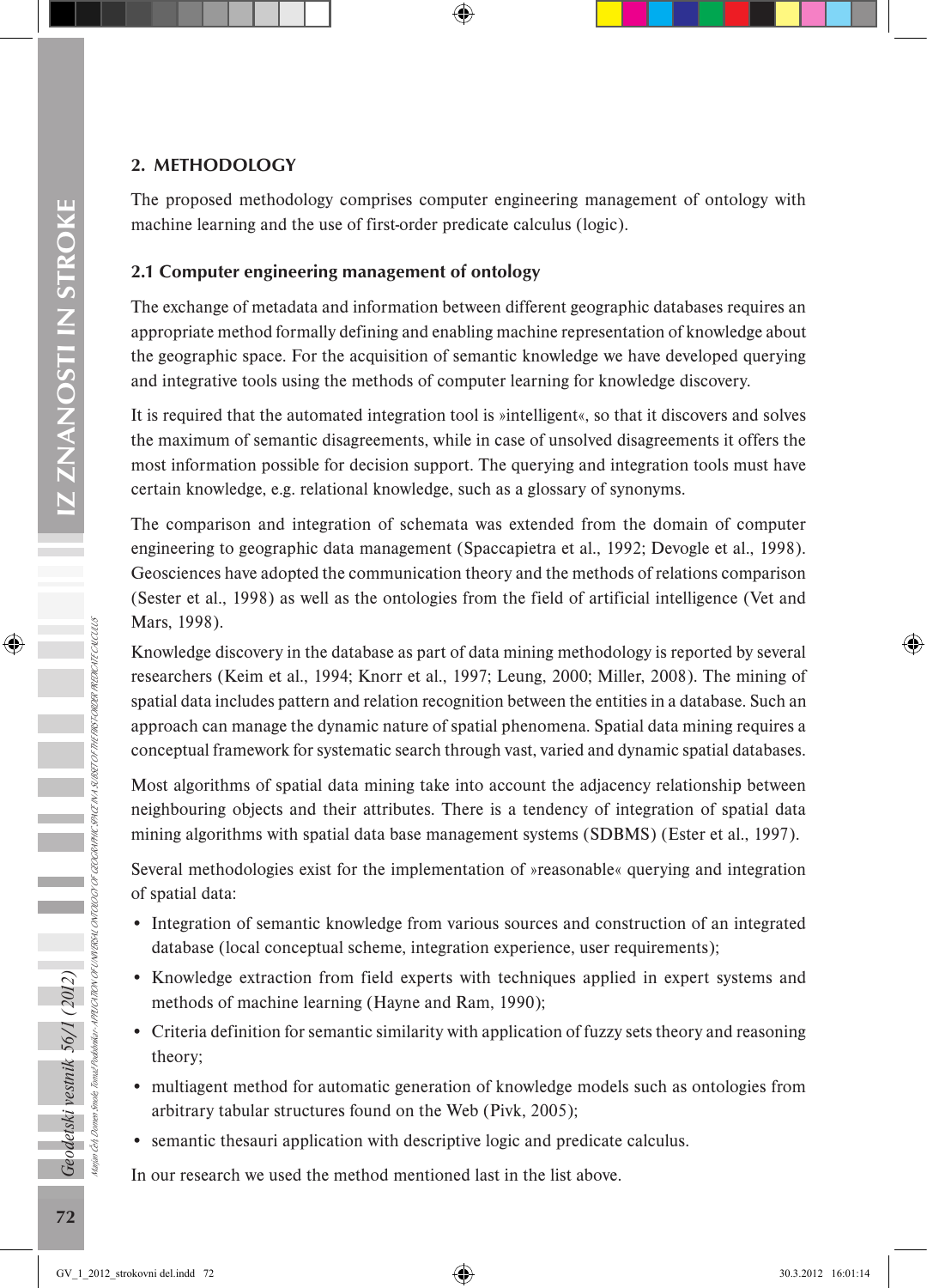## 2. METHODOLOGY

The proposed methodology comprises computer engineering management of ontology with machine learning and the use of first-order predicate calculus (logic).

### 2.1 Computer engineering management of ontology

The exchange of metadata and information between different geographic databases requires an appropriate method formally defining and enabling machine representation of knowledge about the geographic space. For the acquisition of semantic knowledge we have developed querying and integrative tools using the methods of computer learning for knowledge discovery.

It is required that the automated integration tool is »intelligent«, so that it discovers and solves the maximum of semantic disagreements, while in case of unsolved disagreements it offers the most information possible for decision support. The querying and integration tools must have certain knowledge, e.g. relational knowledge, such as a glossary of synonyms.

The comparison and integration of schemata was extended from the domain of computer engineering to geographic data management (Spaccapietra et al., 1992; Devogle et al., 1998). Geosciences have adopted the communication theory and the methods of relations comparison (Sester et al., 1998) as well as the ontologies from the field of artificial intelligence (Vet and Mars, 1998).

Knowledge discovery in the database as part of data mining methodology is reported by several researchers (Keim et al., 1994; Knorr et al., 1997; Leung, 2000; Miller, 2008). The mining of spatial data includes pattern and relation recognition between the entities in a database. Such an approach can manage the dynamic nature of spatial phenomena. Spatial data mining requires a conceptual framework for systematic search through vast, varied and dynamic spatial databases.

Most algorithms of spatial data mining take into account the adjacency relationship between neighbouring objects and their attributes. There is a tendency of integration of spatial data mining algorithms with spatial data base management systems (SDBMS) (Ester et al., 1997).

Several methodologies exist for the implementation of »reasonable« querying and integration of spatial data:

- Integration of semantic knowledge from various sources and construction of an integrated database (local conceptual scheme, integration experience, user requirements);
- Knowledge extraction from field experts with techniques applied in expert systems and methods of machine learning (Hayne and Ram, 1990);
- Criteria definition for semantic similarity with application of fuzzy sets theory and reasoning theory;
- multiagent method for automatic generation of knowledge models such as ontologies from arbitrary tabular structures found on the Web (Pivk, 2005);
- semantic thesauri application with descriptive logic and predicate calculus.

In our research we used the method mentioned last in the list above.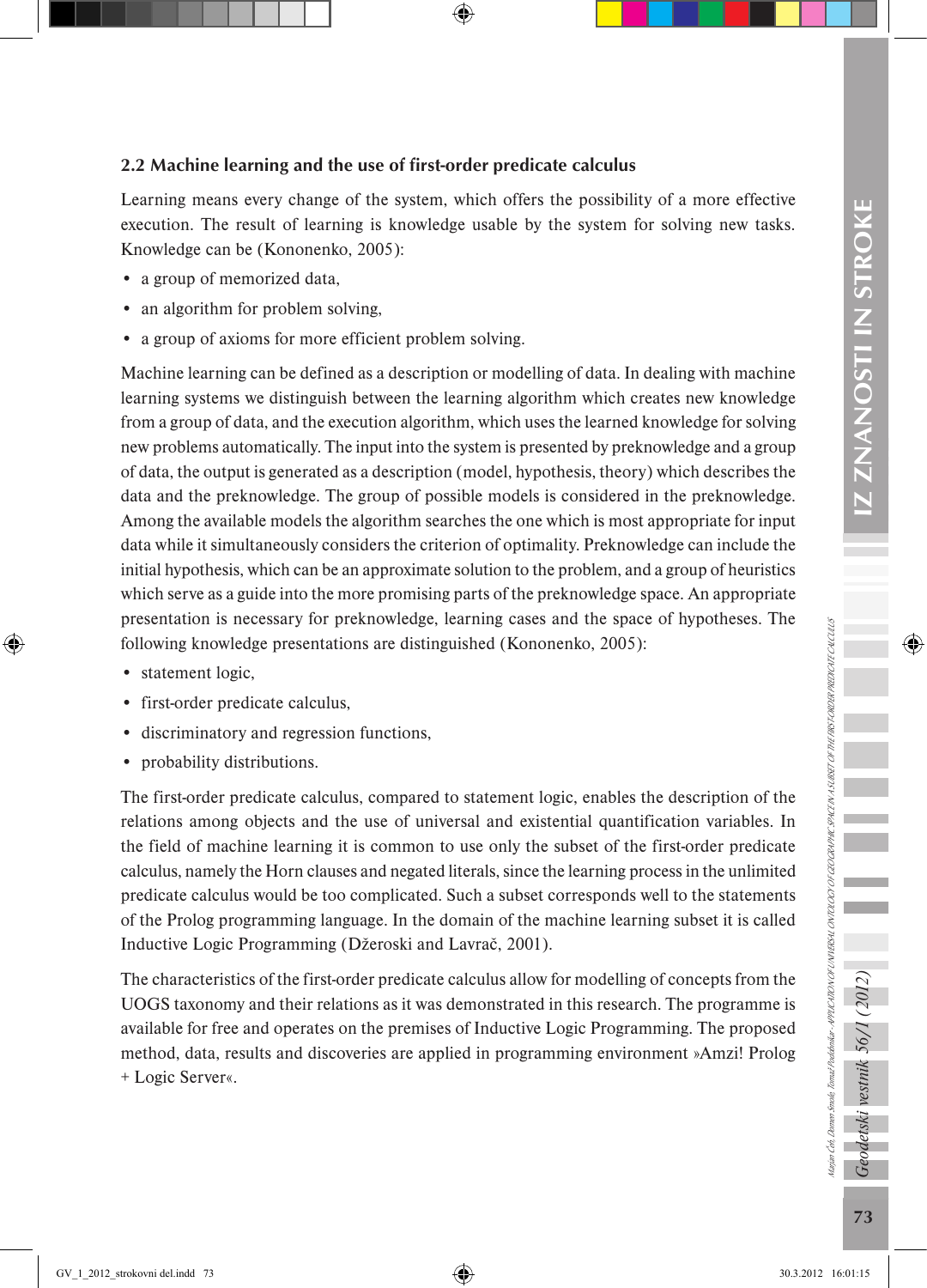### 2.2 Machine learning and the use of first-order predicate calculus

Learning means every change of the system, which offers the possibility of a more effective execution. The result of learning is knowledge usable by the system for solving new tasks. Knowledge can be (Kononenko, 2005):

- a group of memorized data,
- an algorithm for problem solving,
- a group of axioms for more efficient problem solving.

Machine learning can be defined as a description or modelling of data. In dealing with machine learning systems we distinguish between the learning algorithm which creates new knowledge from a group of data, and the execution algorithm, which uses the learned knowledge for solving new problems automatically. The input into the system is presented by preknowledge and a group of data, the output is generated as a description (model, hypothesis, theory) which describes the data and the preknowledge. The group of possible models is considered in the preknowledge. Among the available models the algorithm searches the one which is most appropriate for input data while it simultaneously considers the criterion of optimality. Preknowledge can include the initial hypothesis, which can be an approximate solution to the problem, and a group of heuristics which serve as a guide into the more promising parts of the preknowledge space. An appropriate presentation is necessary for preknowledge, learning cases and the space of hypotheses. The following knowledge presentations are distinguished (Kononenko, 2005):

- statement logic,
- first-order predicate calculus,
- discriminatory and regression functions,
- probability distributions.

The first-order predicate calculus, compared to statement logic, enables the description of the relations among objects and the use of universal and existential quantification variables. In the field of machine learning it is common to use only the subset of the first-order predicate calculus, namely the Horn clauses and negated literals, since the learning process in the unlimited predicate calculus would be too complicated. Such a subset corresponds well to the statements of the Prolog programming language. In the domain of the machine learning subset it is called Inductive Logic Programming (Džeroski and Lavrač, 2001).

The characteristics of the first-order predicate calculus allow for modelling of concepts from the UOGS taxonomy and their relations as it was demonstrated in this research. The programme is available for free and operates on the premises of Inductive Logic Programming. The proposed method, data, results and discoveries are applied in programming environment »Amzi! Prolog + Logic Server«.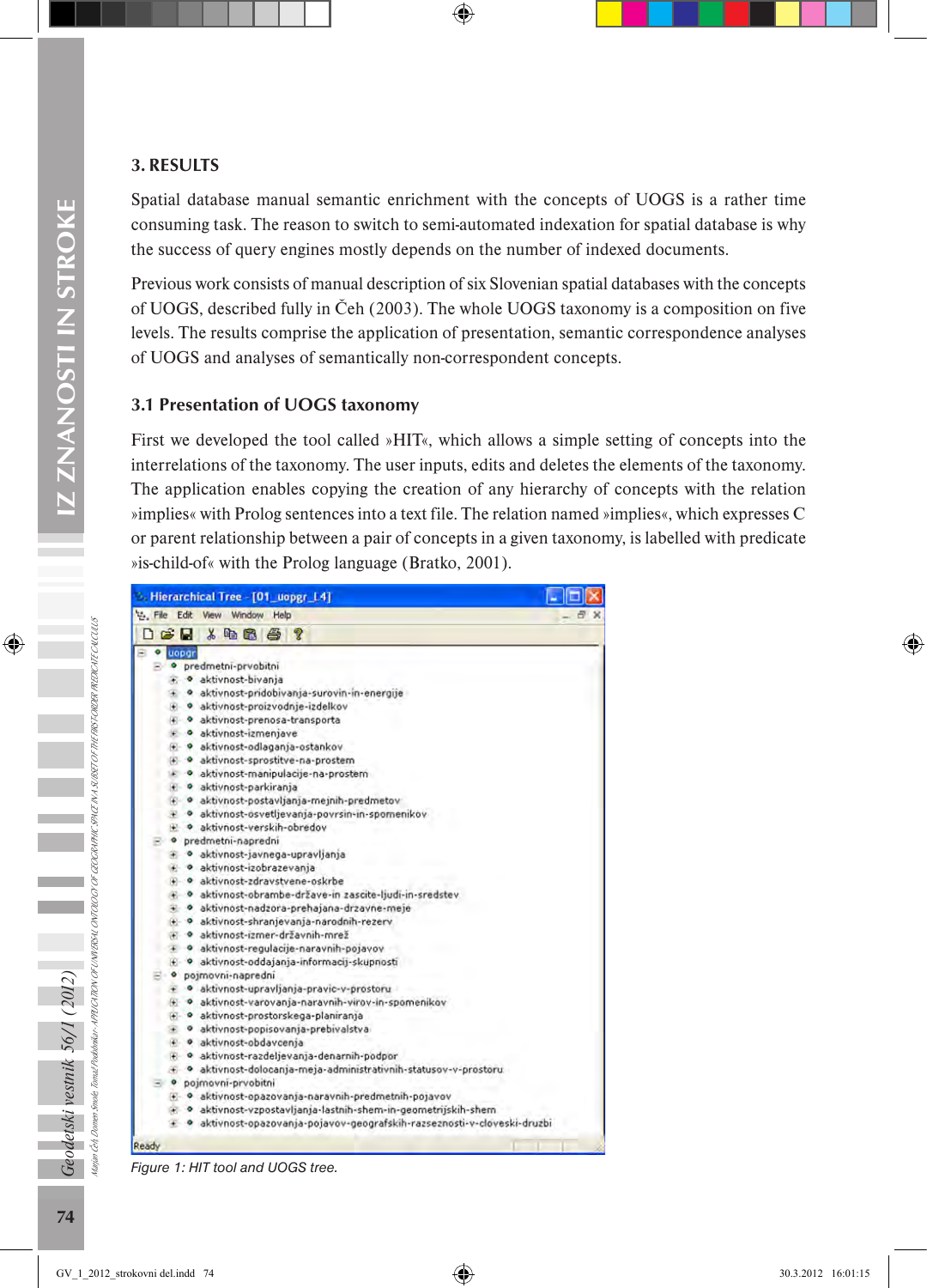## 3. RESULTS

Spatial database manual semantic enrichment with the concepts of UOGS is a rather time consuming task. The reason to switch to semi-automated indexation for spatial database is why the success of query engines mostly depends on the number of indexed documents.

Previous work consists of manual description of six Slovenian spatial databases with the concepts of UOGS, described fully in Čeh (2003). The whole UOGS taxonomy is a composition on five levels. The results comprise the application of presentation, semantic correspondence analyses of UOGS and analyses of semantically non-correspondent concepts.

### 3.1 Presentation of UOGS taxonomy

First we developed the tool called »HIT«, which allows a simple setting of concepts into the interrelations of the taxonomy. The user inputs, edits and deletes the elements of the taxonomy. The application enables copying the creation of any hierarchy of concepts with the relation »implies« with Prolog sentences into a text file. The relation named »implies«, which expresses C or parent relationship between a pair of concepts in a given taxonomy, is labelled with predicate »is-child-of« with the Prolog language (Bratko, 2001).

Figure 1: HIT tool and UOGS tree.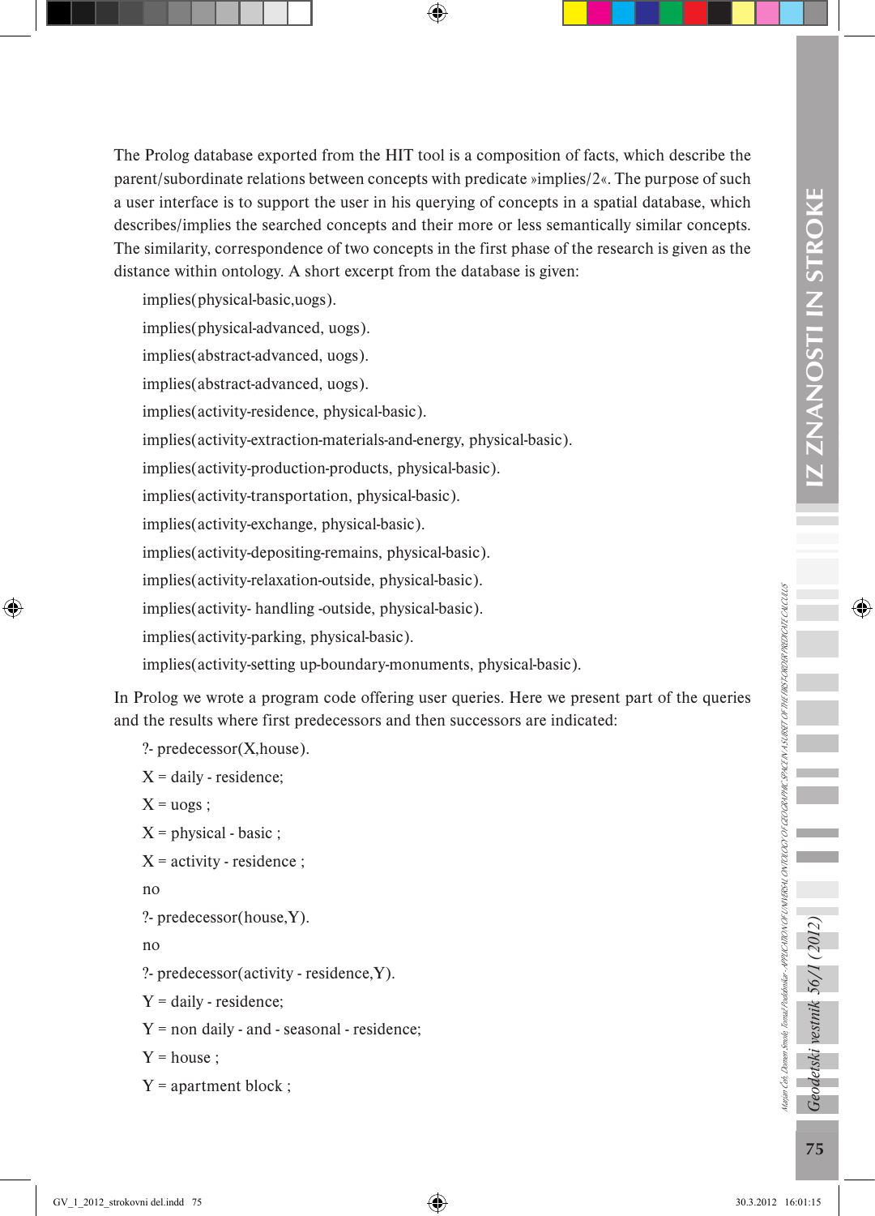The Prolog database exported from the HIT tool is a composition of facts, which describe the parent/subordinate relations between concepts with predicate »implies/2«. The purpose of such a user interface is to support the user in his querying of concepts in a spatial database, which describes/implies the searched concepts and their more or less semantically similar concepts. The similarity, correspondence of two concepts in the first phase of the research is given as the distance within ontology. A short excerpt from the database is given:

```
implies(physical-basic,uogs).
implies(physical-advanced, uogs).
implies(abstract-advanced, uogs).
implies(abstract-advanced, uogs).
implies(activity-residence, physical-basic).
implies(activity-extraction-materials-and-energy, physical-basic).
implies(activity-production-products, physical-basic).
implies(activity-transportation, physical-basic).
implies(activity-exchange, physical-basic).
implies(activity-depositing-remains, physical-basic).
implies(activity-relaxation-outside, physical-basic).
implies(activity- handling -outside, physical-basic).
implies(activity-parking, physical-basic).
implies(activity-setting up-boundary-monuments, physical-basic).
```

In Prolog we wrote a program code offering user queries. Here we present part of the queries and the results where first predecessors and then successors are indicated:

```
?- predecessor(X,house).
X = daily - residence;
X = uogs ;
X = physical - basic ;
X = activity - residence ;
no
?- predecessor(house,Y).
no
?- predecessor(activity - residence,Y).
Y = daily - residence;
Y = non daily - and - seasonal - residence;
Y = house ;
Y = apartment block ;
```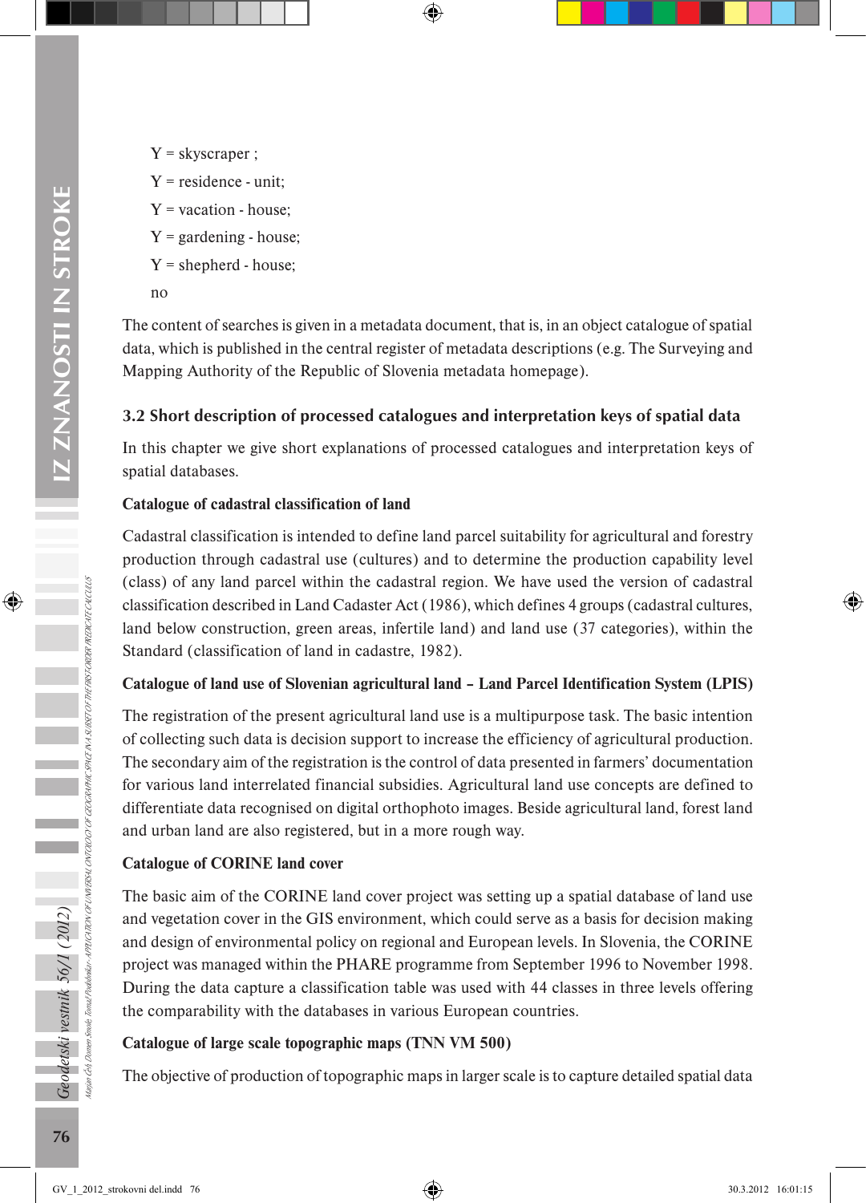Y = skyscraper ;

Y = residence - unit;

Y = vacation - house;

Y = gardening - house;

Y = shepherd - house;

no

The content of searches is given in a metadata document, that is, in an object catalogue of spatial data, which is published in the central register of metadata descriptions (e.g. The Surveying and Mapping Authority of the Republic of Slovenia metadata homepage).

### 3.2 Short description of processed catalogues and interpretation keys of spatial data

In this chapter we give short explanations of processed catalogues and interpretation keys of spatial databases.

**Catalogue of cadastral classification of land**

Cadastral classification is intended to define land parcel suitability for agricultural and forestry production through cadastral use (cultures) and to determine the production capability level (class) of any land parcel within the cadastral region. We have used the version of cadastral classification described in Land Cadaster Act (1986), which defines 4 groups (cadastral cultures, land below construction, green areas, infertile land) and land use (37 categories), within the Standard (classification of land in cadastre, 1982).

**Catalogue of land use of Slovenian agricultural land – Land Parcel Identification System (LPIS)**

The registration of the present agricultural land use is a multipurpose task. The basic intention of collecting such data is decision support to increase the efficiency of agricultural production. The secondary aim of the registration is the control of data presented in farmers' documentation for various land interrelated financial subsidies. Agricultural land use concepts are defined to differentiate data recognised on digital orthophoto images. Beside agricultural land, forest land and urban land are also registered, but in a more rough way.

**Catalogue of CORINE land cover**

The basic aim of the CORINE land cover project was setting up a spatial database of land use and vegetation cover in the GIS environment, which could serve as a basis for decision making and design of environmental policy on regional and European levels. In Slovenia, the CORINE project was managed within the PHARE programme from September 1996 to November 1998. During the data capture a classification table was used with 44 classes in three levels offering the comparability with the databases in various European countries.

**Catalogue of large scale topographic maps (TNN VM 500)**

The objective of production of topographic maps in larger scale is to capture detailed spatial data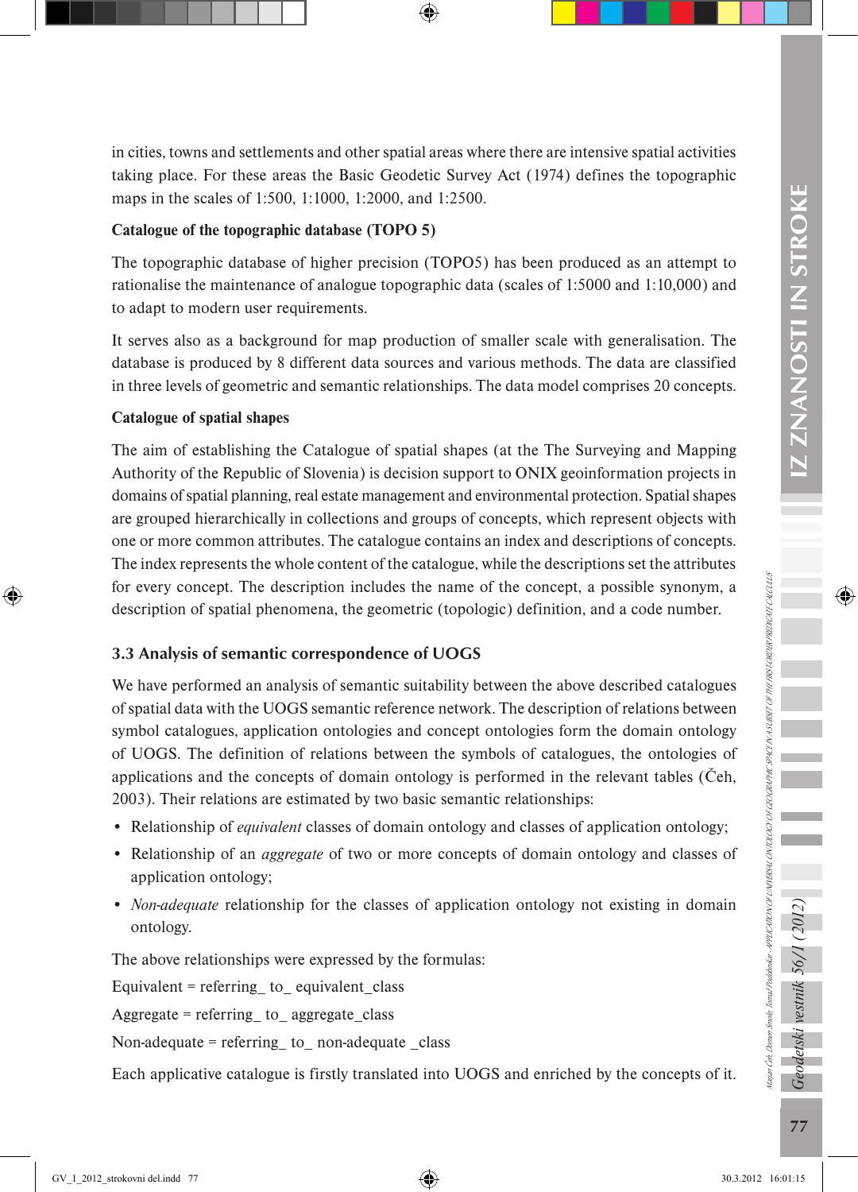in cities, towns and settlements and other spatial areas where there are intensive spatial activities taking place. For these areas the Basic Geodetic Survey Act (1974) defines the topographic maps in the scales of 1:500, 1:1000, 1:2000, and 1:2500.

**Catalogue of the topographic database (TOPO 5)**

The topographic database of higher precision (TOPO5) has been produced as an attempt to rationalise the maintenance of analogue topographic data (scales of 1:5000 and 1:10,000) and to adapt to modern user requirements.

It serves also as a background for map production of smaller scale with generalisation. The database is produced by 8 different data sources and various methods. The data are classified in three levels of geometric and semantic relationships. The data model comprises 20 concepts.

**Catalogue of spatial shapes**

The aim of establishing the Catalogue of spatial shapes (at the The Surveying and Mapping Authority of the Republic of Slovenia) is decision support to ONIX geoinformation projects in domains of spatial planning, real estate management and environmental protection. Spatial shapes are grouped hierarchically in collections and groups of concepts, which represent objects with one or more common attributes. The catalogue contains an index and descriptions of concepts. The index represents the whole content of the catalogue, while the descriptions set the attributes for every concept. The description includes the name of the concept, a possible synonym, a description of spatial phenomena, the geometric (topologic) definition, and a code number.

### 3.3 Analysis of semantic correspondence of UOGS

We have performed an analysis of semantic suitability between the above described catalogues of spatial data with the UOGS semantic reference network. The description of relations between symbol catalogues, application ontologies and concept ontologies form the domain ontology of UOGS. The definition of relations between the symbols of catalogues, the ontologies of applications and the concepts of domain ontology is performed in the relevant tables (Čeh, 2003). Their relations are estimated by two basic semantic relationships:

- Relationship of *equivalent* classes of domain ontology and classes of application ontology;
- Relationship of an *aggregate* of two or more concepts of domain ontology and classes of application ontology;
- *Non-adequate* relationship for the classes of application ontology not existing in domain ontology.

The above relationships were expressed by the formulas:

Equivalent = referring_ to_ equivalent_class

Aggregate = referring_ to_ aggregate_class

Non-adequate = referring_ to_ non-adequate _class

Each applicative catalogue is firstly translated into UOGS and enriched by the concepts of it.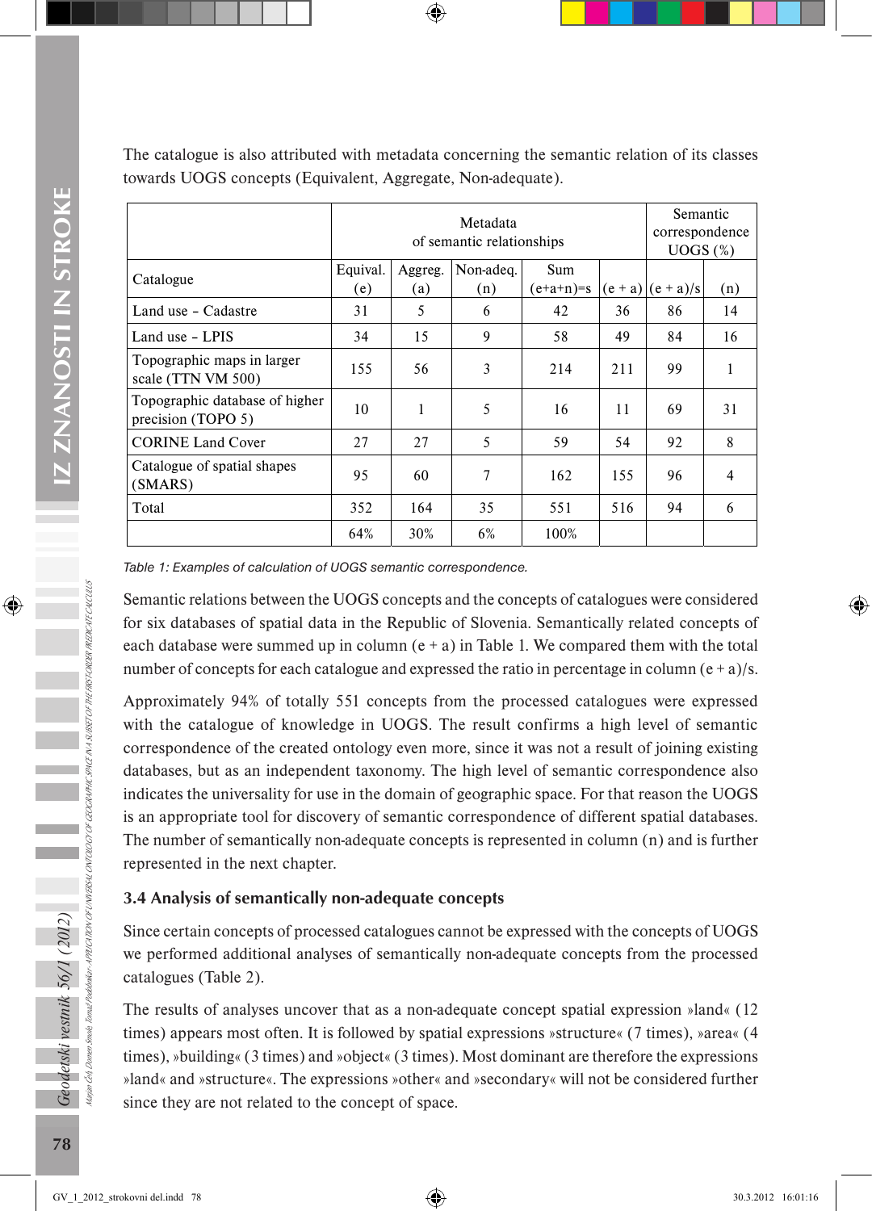The catalogue is also attributed with metadata concerning the semantic relation of its classes towards UOGS concepts (Equivalent, Aggregate, Non-adequate).

| | Metadata of semantic relationships | | | | | Semantic correspondence UOGS (%) | |
|---|---|---|---|---|---|---|---|
| Catalogue | Equival. (e) | Aggreg. (a) | Non-adeq. (n) | Sum (e+a+n)=s | (e + a) | (e + a)/s | (n) |
| Land use – Cadastre | 31 | 5 | 6 | 42 | 36 | 86 | 14 |
| Land use – LPIS | 34 | 15 | 9 | 58 | 49 | 84 | 16 |
| Topographic maps in larger scale (TTN VM 500) | 155 | 56 | 3 | 214 | 211 | 99 | 1 |
| Topographic database of higher precision (TOPO 5) | 10 | 1 | 5 | 16 | 11 | 69 | 31 |
| CORINE Land Cover | 27 | 27 | 5 | 59 | 54 | 92 | 8 |
| Catalogue of spatial shapes (SMARS) | 95 | 60 | 7 | 162 | 155 | 96 | 4 |
| Total | 352 | 164 | 35 | 551 | 516 | 94 | 6 |
| | 64% | 30% | 6% | 100% | | | |

*Table 1: Examples of calculation of UOGS semantic correspondence.*

Semantic relations between the UOGS concepts and the concepts of catalogues were considered for six databases of spatial data in the Republic of Slovenia. Semantically related concepts of each database were summed up in column (e + a) in Table 1. We compared them with the total number of concepts for each catalogue and expressed the ratio in percentage in column (e + a)/s.

Approximately 94% of totally 551 concepts from the processed catalogues were expressed with the catalogue of knowledge in UOGS. The result confirms a high level of semantic correspondence of the created ontology even more, since it was not a result of joining existing databases, but as an independent taxonomy. The high level of semantic correspondence also indicates the universality for use in the domain of geographic space. For that reason the UOGS is an appropriate tool for discovery of semantic correspondence of different spatial databases. The number of semantically non-adequate concepts is represented in column (n) and is further represented in the next chapter.

### 3.4 Analysis of semantically non-adequate concepts

Since certain concepts of processed catalogues cannot be expressed with the concepts of UOGS we performed additional analyses of semantically non-adequate concepts from the processed catalogues (Table 2).

The results of analyses uncover that as a non-adequate concept spatial expression »land« (12 times) appears most often. It is followed by spatial expressions »structure« (7 times), »area« (4 times), »building« (3 times) and »object« (3 times). Most dominant are therefore the expressions »land« and »structure«. The expressions »other« and »secondary« will not be considered further since they are not related to the concept of space.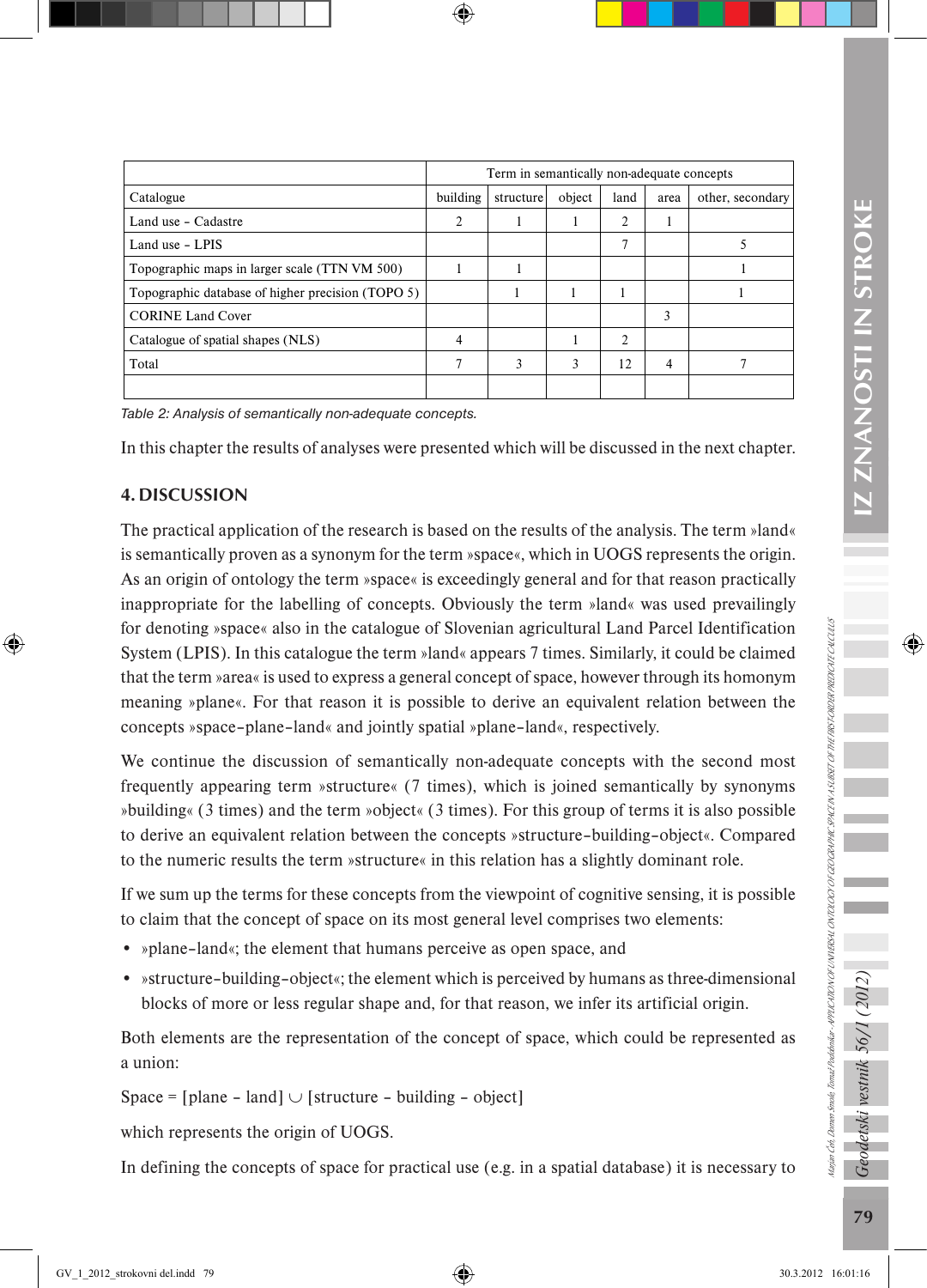| | Term in semantically non-adequate concepts | | | | | |
|---|---|---|---|---|---|---|
| Catalogue | building | structure | object | land | area | other, secondary |
| Land use – Cadastre | 2 | 1 | 1 | 2 | 1 | |
| Land use – LPIS | | | | 7 | | 5 |
| Topographic maps in larger scale (TTN VM 500) | 1 | 1 | | | | 1 |
| Topographic database of higher precision (TOPO 5) | | 1 | 1 | 1 | | 1 |
| CORINE Land Cover | | | | | 3 | |
| Catalogue of spatial shapes (NLS) | 4 | | 1 | 2 | | |
| Total | 7 | 3 | 3 | 12 | 4 | 7 |
| | | | | | | |

*Table 2: Analysis of semantically non-adequate concepts.*

In this chapter the results of analyses were presented which will be discussed in the next chapter.

## 4. DISCUSSION

The practical application of the research is based on the results of the analysis. The term »land« is semantically proven as a synonym for the term »space«, which in UOGS represents the origin. As an origin of ontology the term »space« is exceedingly general and for that reason practically inappropriate for the labelling of concepts. Obviously the term »land« was used prevailingly for denoting »space« also in the catalogue of Slovenian agricultural Land Parcel Identification System (LPIS). In this catalogue the term »land« appears 7 times. Similarly, it could be claimed that the term »area« is used to express a general concept of space, however through its homonym meaning »plane«. For that reason it is possible to derive an equivalent relation between the concepts »space–plane–land« and jointly spatial »plane–land«, respectively.

We continue the discussion of semantically non-adequate concepts with the second most frequently appearing term »structure« (7 times), which is joined semantically by synonyms »building« (3 times) and the term »object« (3 times). For this group of terms it is also possible to derive an equivalent relation between the concepts »structure–building–object«. Compared to the numeric results the term »structure« in this relation has a slightly dominant role.

If we sum up the terms for these concepts from the viewpoint of cognitive sensing, it is possible to claim that the concept of space on its most general level comprises two elements:

- »plane–land«; the element that humans perceive as open space, and
- »structure–building–object«; the element which is perceived by humans as three-dimensional blocks of more or less regular shape and, for that reason, we infer its artificial origin.

Both elements are the representation of the concept of space, which could be represented as a union:

Space = [plane – land] $\cup$ [structure – building – object]

which represents the origin of UOGS.

In defining the concepts of space for practical use (e.g. in a spatial database) it is necessary to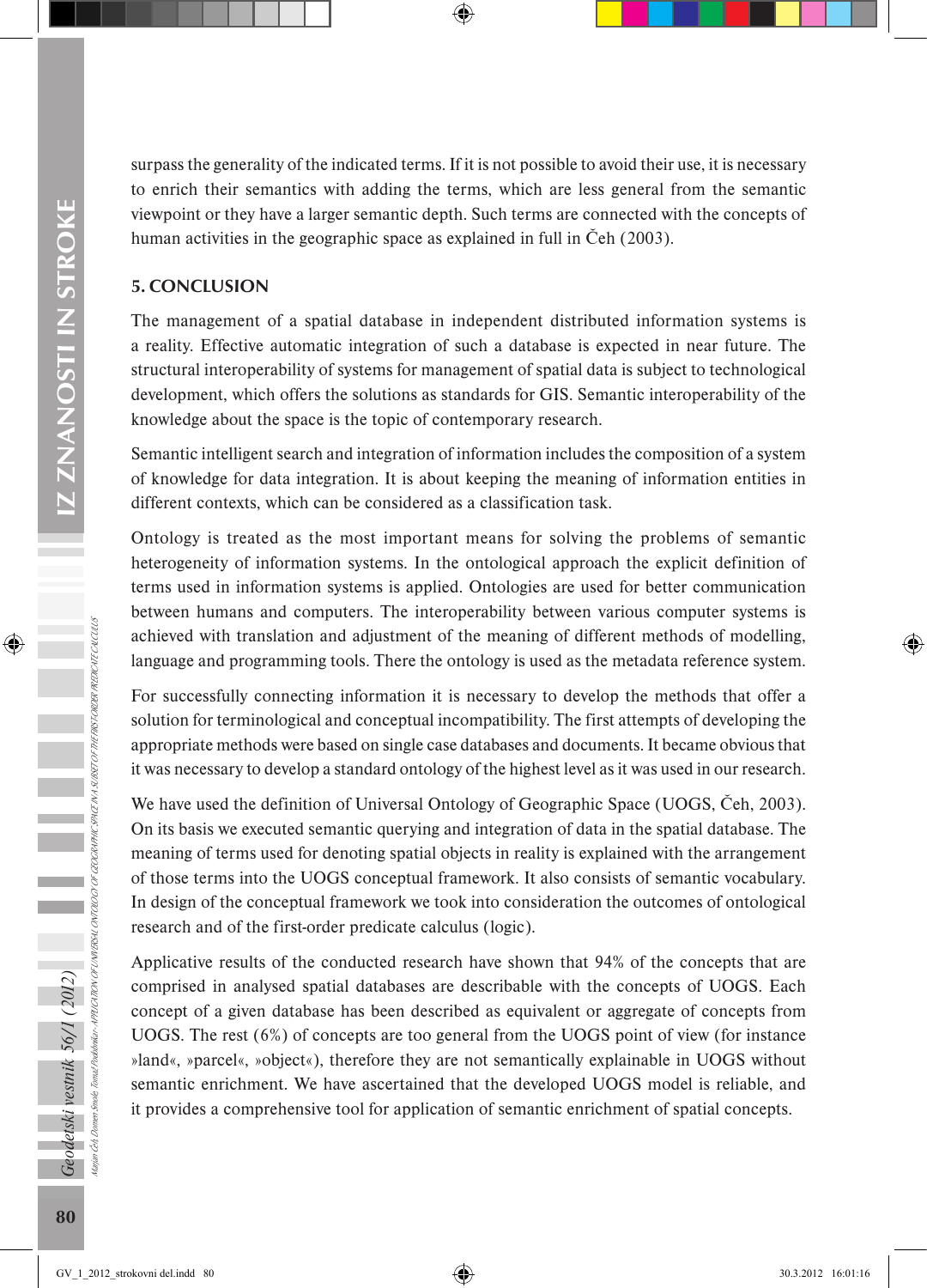surpass the generality of the indicated terms. If it is not possible to avoid their use, it is necessary to enrich their semantics with adding the terms, which are less general from the semantic viewpoint or they have a larger semantic depth. Such terms are connected with the concepts of human activities in the geographic space as explained in full in Čeh (2003).

## 5. CONCLUSION

The management of a spatial database in independent distributed information systems is a reality. Effective automatic integration of such a database is expected in near future. The structural interoperability of systems for management of spatial data is subject to technological development, which offers the solutions as standards for GIS. Semantic interoperability of the knowledge about the space is the topic of contemporary research.

Semantic intelligent search and integration of information includes the composition of a system of knowledge for data integration. It is about keeping the meaning of information entities in different contexts, which can be considered as a classification task.

Ontology is treated as the most important means for solving the problems of semantic heterogeneity of information systems. In the ontological approach the explicit definition of terms used in information systems is applied. Ontologies are used for better communication between humans and computers. The interoperability between various computer systems is achieved with translation and adjustment of the meaning of different methods of modelling, language and programming tools. There the ontology is used as the metadata reference system.

For successfully connecting information it is necessary to develop the methods that offer a solution for terminological and conceptual incompatibility. The first attempts of developing the appropriate methods were based on single case databases and documents. It became obvious that it was necessary to develop a standard ontology of the highest level as it was used in our research.

We have used the definition of Universal Ontology of Geographic Space (UOGS, Čeh, 2003). On its basis we executed semantic querying and integration of data in the spatial database. The meaning of terms used for denoting spatial objects in reality is explained with the arrangement of those terms into the UOGS conceptual framework. It also consists of semantic vocabulary. In design of the conceptual framework we took into consideration the outcomes of ontological research and of the first-order predicate calculus (logic).

Applicative results of the conducted research have shown that 94% of the concepts that are comprised in analysed spatial databases are describable with the concepts of UOGS. Each concept of a given database has been described as equivalent or aggregate of concepts from UOGS. The rest (6%) of concepts are too general from the UOGS point of view (for instance »land«, »parcel«, »object«), therefore they are not semantically explainable in UOGS without semantic enrichment. We have ascertained that the developed UOGS model is reliable, and it provides a comprehensive tool for application of semantic enrichment of spatial concepts.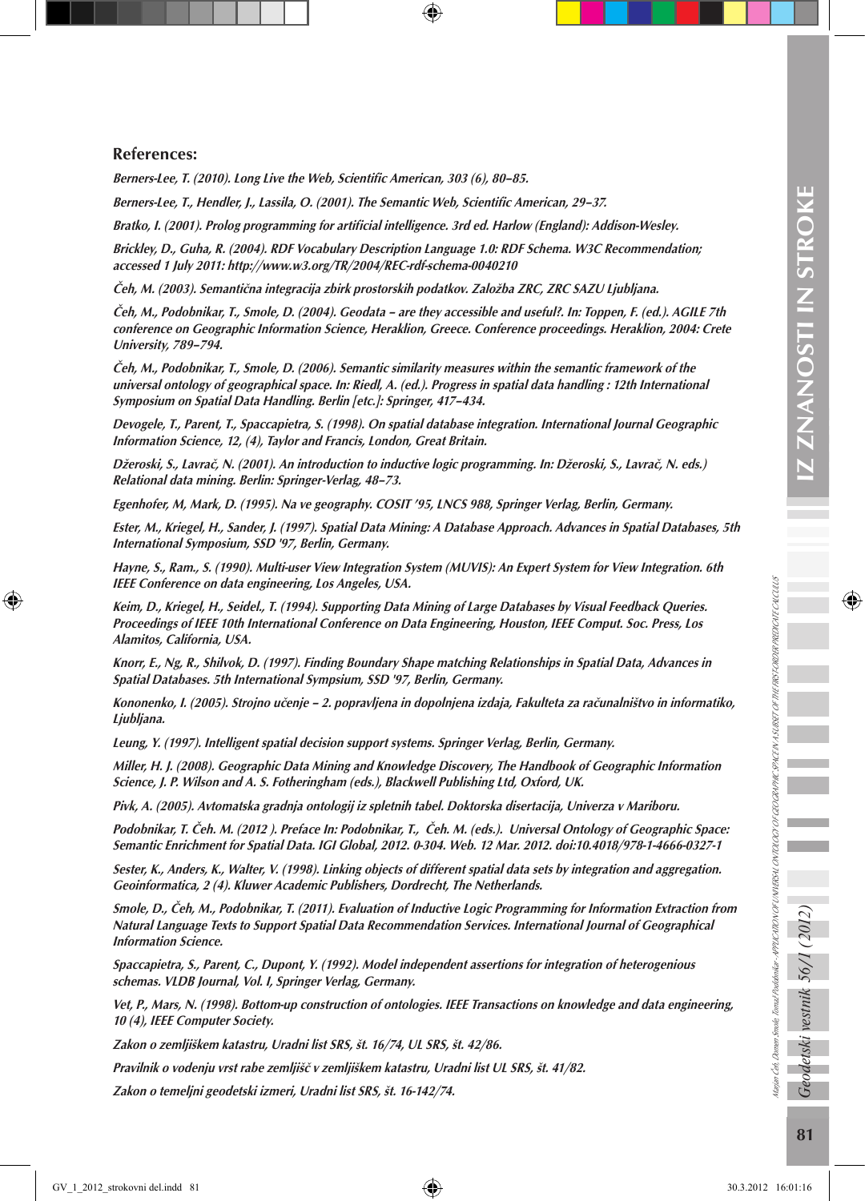## References:

*Berners-Lee, T. (2010). Long Live the Web, Scientific American, 303 (6), 80–85.*

*Berners-Lee, T., Hendler, J., Lassila, O. (2001). The Semantic Web, Scientific American, 29–37.*

*Bratko, I. (2001). Prolog programming for artificial intelligence. 3rd ed. Harlow (England): Addison-Wesley.*

*Brickley, D., Guha, R. (2004). RDF Vocabulary Description Language 1.0: RDF Schema. W3C Recommendation; accessed 1 July 2011: http://www.w3.org/TR/2004/REC-rdf-schema-0040210*

*Čeh, M. (2003). Semantična integracija zbirk prostorskih podatkov. Založba ZRC, ZRC SAZU Ljubljana.*

*Čeh, M., Podobnikar, T., Smole, D. (2004). Geodata – are they accessible and useful?. In: Toppen, F. (ed.). AGILE 7th conference on Geographic Information Science, Heraklion, Greece. Conference proceedings. Heraklion, 2004: Crete University, 789–794.*

*Čeh, M., Podobnikar, T., Smole, D. (2006). Semantic similarity measures within the semantic framework of the universal ontology of geographical space. In: Riedl, A. (ed.). Progress in spatial data handling : 12th International Symposium on Spatial Data Handling. Berlin [etc.]: Springer, 417–434.*

*Devogele, T., Parent, T., Spaccapietra, S. (1998). On spatial database integration. International Journal Geographic Information Science, 12, (4), Taylor and Francis, London, Great Britain.*

*Džeroski, S., Lavrač, N. (2001). An introduction to inductive logic programming. In: Džeroski, S., Lavrač, N. eds.) Relational data mining. Berlin: Springer-Verlag, 48–73.*

*Egenhofer, M, Mark, D. (1995). Na ve geography. COSIT '95, LNCS 988, Springer Verlag, Berlin, Germany.*

*Ester, M., Kriegel, H., Sander, J. (1997). Spatial Data Mining: A Database Approach. Advances in Spatial Databases, 5th International Symposium, SSD '97, Berlin, Germany.*

*Hayne, S., Ram., S. (1990). Multi-user View Integration System (MUVIS): An Expert System for View Integration. 6th IEEE Conference on data engineering, Los Angeles, USA.*

*Keim, D., Kriegel, H., Seidel., T. (1994). Supporting Data Mining of Large Databases by Visual Feedback Queries. Proceedings of IEEE 10th International Conference on Data Engineering, Houston, IEEE Comput. Soc. Press, Los Alamitos, California, USA.*

*Knorr, E., Ng, R., Shilvok, D. (1997). Finding Boundary Shape matching Relationships in Spatial Data, Advances in Spatial Databases. 5th International Sympsium, SSD '97, Berlin, Germany.*

*Kononenko, I. (2005). Strojno učenje – 2. popravljena in dopolnjena izdaja, Fakulteta za računalništvo in informatiko, Ljubljana.*

*Leung, Y. (1997). Intelligent spatial decision support systems. Springer Verlag, Berlin, Germany.*

*Miller, H. J. (2008). Geographic Data Mining and Knowledge Discovery, The Handbook of Geographic Information Science, J. P. Wilson and A. S. Fotheringham (eds.), Blackwell Publishing Ltd, Oxford, UK.*

*Pivk, A. (2005). Avtomatska gradnja ontologij iz spletnih tabel. Doktorska disertacija, Univerza v Mariboru.*

*Podobnikar, T. Čeh. M. (2012 ). Preface In: Podobnikar, T., Čeh. M. (eds.). Universal Ontology of Geographic Space: Semantic Enrichment for Spatial Data. IGI Global, 2012. 0-304. Web. 12 Mar. 2012. doi:10.4018/978-1-4666-0327-1*

*Sester, K., Anders, K., Walter, V. (1998). Linking objects of different spatial data sets by integration and aggregation. Geoinformatica, 2 (4). Kluwer Academic Publishers, Dordrecht, The Netherlands.*

*Smole, D., Čeh, M., Podobnikar, T. (2011). Evaluation of Inductive Logic Programming for Information Extraction from Natural Language Texts to Support Spatial Data Recommendation Services. International Journal of Geographical Information Science.*

*Spaccapietra, S., Parent, C., Dupont, Y. (1992). Model independent assertions for integration of heterogenious schemas. VLDB Journal, Vol. I, Springer Verlag, Germany.*

*Vet, P., Mars, N. (1998). Bottom-up construction of ontologies. IEEE Transactions on knowledge and data engineering, 10 (4), IEEE Computer Society.*

*Zakon o zemljiškem katastru, Uradni list SRS, št. 16/74, UL SRS, št. 42/86.*

*Pravilnik o vodenju vrst rabe zemljišč v zemljiškem katastru, Uradni list UL SRS, št. 41/82.*

*Zakon o temeljni geodetski izmeri, Uradni list SRS, št. 16-142/74.*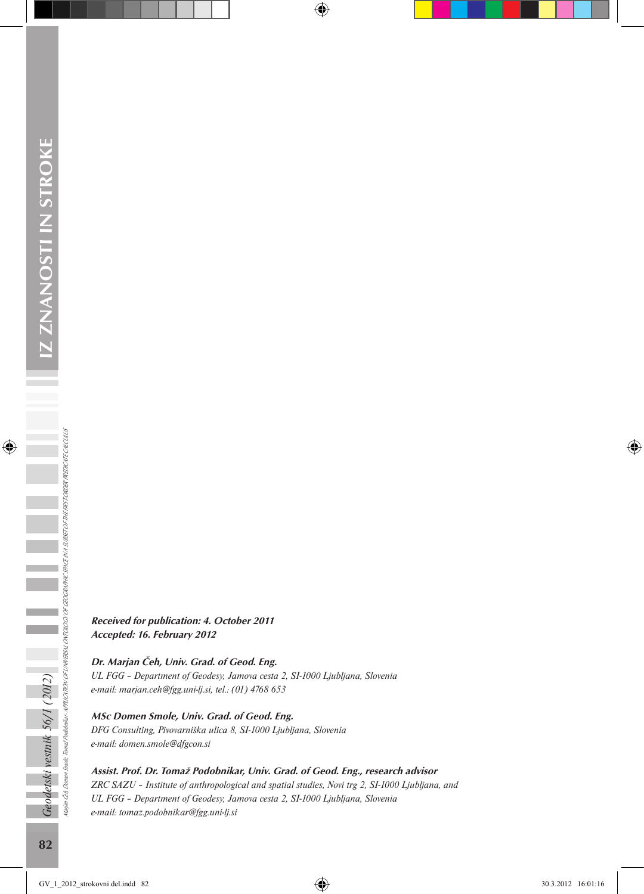***Received for publication: 4. October 2011***
***Accepted: 16. February 2012***

***Dr. Marjan Čeh, Univ. Grad. of Geod. Eng.***
*UL FGG - Department of Geodesy, Jamova cesta 2, SI-1000 Ljubljana, Slovenia*
*e-mail: marjan.ceh@fgg.uni-lj.si, tel.: (01) 4768 653*

***MSc Domen Smole, Univ. Grad. of Geod. Eng.***
*DFG Consulting, Pivovarniška ulica 8, SI-1000 Ljubljana, Slovenia*
*e-mail: domen.smole@dfgcon.si*

***Assist. Prof. Dr. Tomaž Podobnikar, Univ. Grad. of Geod. Eng., research advisor***
*ZRC SAZU - Institute of anthropological and spatial studies, Novi trg 2, SI-1000 Ljubljana, and*
*UL FGG - Department of Geodesy, Jamova cesta 2, SI-1000 Ljubljana, Slovenia*
*e-mail: tomaz.podobnikar@fgg.uni-lj.si*